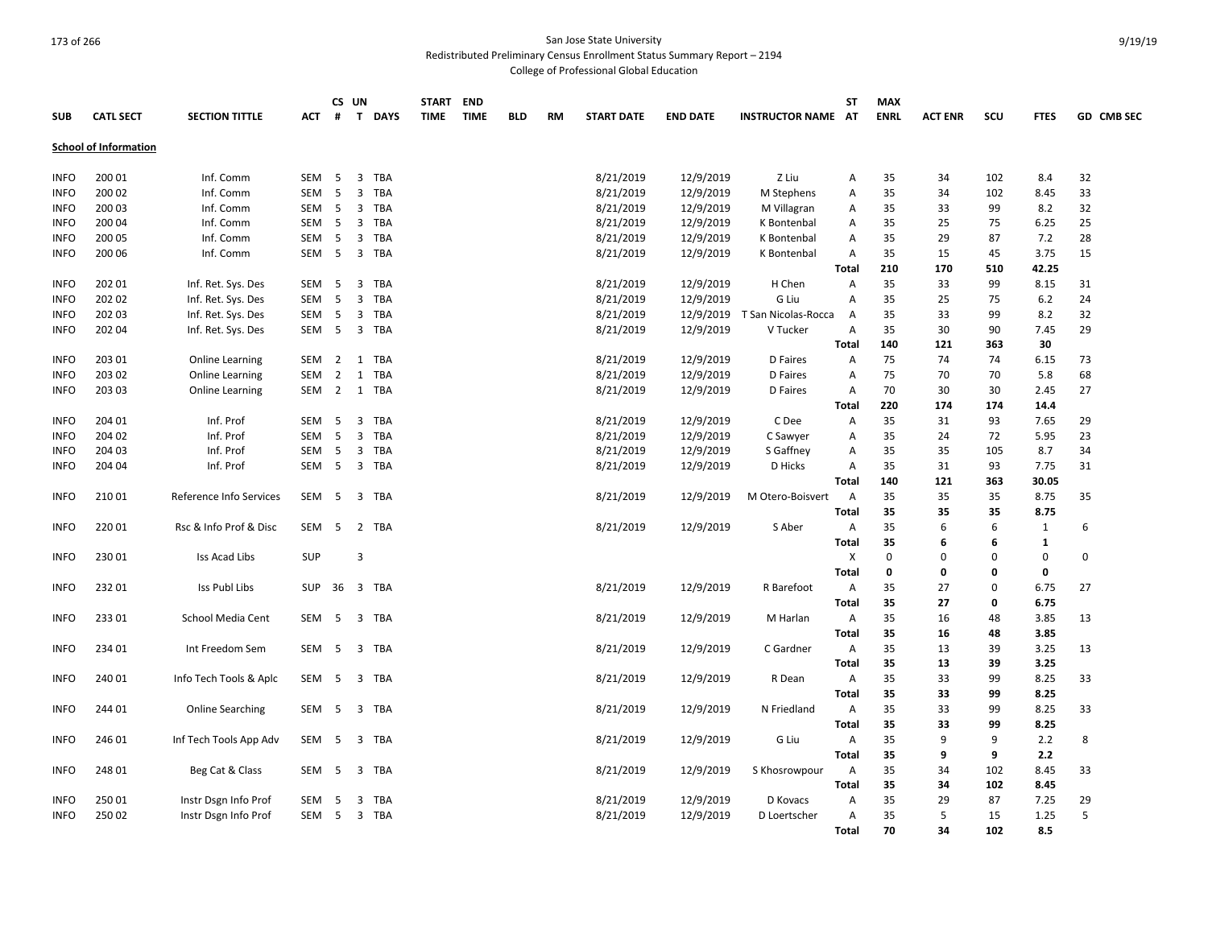San Jose State University

Redistributed Preliminary Census Enrollment Status Summary Report – 2194

College of Professional Global Education

| SUB | CATL SECT | SECTION TITTLE | ACT | CS # | UN T | DAYS | START TIME | END TIME | BLD | RM | START DATE | END DATE | INSTRUCTOR NAME | ST AT | MAX ENRL | ACT ENR | SCU | FTES | GD | CMB SEC |
|---|---|---|---|---|---|---|---|---|---|---|---|---|---|---|---|---|---|---|---|---|
| **School of Information** | | | | | | | | | | | | | | | | | | | | |
| INFO | 200 01 | Inf. Comm | SEM | 5 | 3 | TBA | | | | | 8/21/2019 | 12/9/2019 | Z Liu | A | 35 | 34 | 102 | 8.4 | 32 | |
| INFO | 200 02 | Inf. Comm | SEM | 5 | 3 | TBA | | | | | 8/21/2019 | 12/9/2019 | M Stephens | A | 35 | 34 | 102 | 8.45 | 33 | |
| INFO | 200 03 | Inf. Comm | SEM | 5 | 3 | TBA | | | | | 8/21/2019 | 12/9/2019 | M Villagran | A | 35 | 33 | 99 | 8.2 | 32 | |
| INFO | 200 04 | Inf. Comm | SEM | 5 | 3 | TBA | | | | | 8/21/2019 | 12/9/2019 | K Bontenbal | A | 35 | 25 | 75 | 6.25 | 25 | |
| INFO | 200 05 | Inf. Comm | SEM | 5 | 3 | TBA | | | | | 8/21/2019 | 12/9/2019 | K Bontenbal | A | 35 | 29 | 87 | 7.2 | 28 | |
| INFO | 200 06 | Inf. Comm | SEM | 5 | 3 | TBA | | | | | 8/21/2019 | 12/9/2019 | K Bontenbal | A | 35 | 15 | 45 | 3.75 | 15 | |
| | | | | | | | | | | | | | | **Total** | **210** | **170** | **510** | **42.25** | | |
| INFO | 202 01 | Inf. Ret. Sys. Des | SEM | 5 | 3 | TBA | | | | | 8/21/2019 | 12/9/2019 | H Chen | A | 35 | 33 | 99 | 8.15 | 31 | |
| INFO | 202 02 | Inf. Ret. Sys. Des | SEM | 5 | 3 | TBA | | | | | 8/21/2019 | 12/9/2019 | G Liu | A | 35 | 25 | 75 | 6.2 | 24 | |
| INFO | 202 03 | Inf. Ret. Sys. Des | SEM | 5 | 3 | TBA | | | | | 8/21/2019 | 12/9/2019 | T San Nicolas-Rocca | A | 35 | 33 | 99 | 8.2 | 32 | |
| INFO | 202 04 | Inf. Ret. Sys. Des | SEM | 5 | 3 | TBA | | | | | 8/21/2019 | 12/9/2019 | V Tucker | A | 35 | 30 | 90 | 7.45 | 29 | |
| | | | | | | | | | | | | | | **Total** | **140** | **121** | **363** | **30** | | |
| INFO | 203 01 | Online Learning | SEM | 2 | 1 | TBA | | | | | 8/21/2019 | 12/9/2019 | D Faires | A | 75 | 74 | 74 | 6.15 | 73 | |
| INFO | 203 02 | Online Learning | SEM | 2 | 1 | TBA | | | | | 8/21/2019 | 12/9/2019 | D Faires | A | 75 | 70 | 70 | 5.8 | 68 | |
| INFO | 203 03 | Online Learning | SEM | 2 | 1 | TBA | | | | | 8/21/2019 | 12/9/2019 | D Faires | A | 70 | 30 | 30 | 2.45 | 27 | |
| | | | | | | | | | | | | | | **Total** | **220** | **174** | **174** | **14.4** | | |
| INFO | 204 01 | Inf. Prof | SEM | 5 | 3 | TBA | | | | | 8/21/2019 | 12/9/2019 | C Dee | A | 35 | 31 | 93 | 7.65 | 29 | |
| INFO | 204 02 | Inf. Prof | SEM | 5 | 3 | TBA | | | | | 8/21/2019 | 12/9/2019 | C Sawyer | A | 35 | 24 | 72 | 5.95 | 23 | |
| INFO | 204 03 | Inf. Prof | SEM | 5 | 3 | TBA | | | | | 8/21/2019 | 12/9/2019 | S Gaffney | A | 35 | 35 | 105 | 8.7 | 34 | |
| INFO | 204 04 | Inf. Prof | SEM | 5 | 3 | TBA | | | | | 8/21/2019 | 12/9/2019 | D Hicks | A | 35 | 31 | 93 | 7.75 | 31 | |
| | | | | | | | | | | | | | | **Total** | **140** | **121** | **363** | **30.05** | | |
| INFO | 210 01 | Reference Info Services | SEM | 5 | 3 | TBA | | | | | 8/21/2019 | 12/9/2019 | M Otero-Boisvert | A | 35 | 35 | 35 | 8.75 | 35 | |
| | | | | | | | | | | | | | | **Total** | **35** | **35** | **35** | **8.75** | | |
| INFO | 220 01 | Rsc & Info Prof & Disc | SEM | 5 | 2 | TBA | | | | | 8/21/2019 | 12/9/2019 | S Aber | A | 35 | 6 | 6 | 1 | 6 | |
| | | | | | | | | | | | | | | **Total** | **35** | **6** | **6** | **1** | | |
| INFO | 230 01 | Iss Acad Libs | SUP | | 3 | | | | | | | | | X | 0 | 0 | 0 | 0 | 0 | |
| | | | | | | | | | | | | | | **Total** | **0** | **0** | **0** | **0** | | |
| INFO | 232 01 | Iss Publ Libs | SUP | 36 | 3 | TBA | | | | | 8/21/2019 | 12/9/2019 | R Barefoot | A | 35 | 27 | 0 | 6.75 | 27 | |
| | | | | | | | | | | | | | | **Total** | **35** | **27** | **0** | **6.75** | | |
| INFO | 233 01 | School Media Cent | SEM | 5 | 3 | TBA | | | | | 8/21/2019 | 12/9/2019 | M Harlan | A | 35 | 16 | 48 | 3.85 | 13 | |
| | | | | | | | | | | | | | | **Total** | **35** | **16** | **48** | **3.85** | | |
| INFO | 234 01 | Int Freedom Sem | SEM | 5 | 3 | TBA | | | | | 8/21/2019 | 12/9/2019 | C Gardner | A | 35 | 13 | 39 | 3.25 | 13 | |
| | | | | | | | | | | | | | | **Total** | **35** | **13** | **39** | **3.25** | | |
| INFO | 240 01 | Info Tech Tools & Aplc | SEM | 5 | 3 | TBA | | | | | 8/21/2019 | 12/9/2019 | R Dean | A | 35 | 33 | 99 | 8.25 | 33 | |
| | | | | | | | | | | | | | | **Total** | **35** | **33** | **99** | **8.25** | | |
| INFO | 244 01 | Online Searching | SEM | 5 | 3 | TBA | | | | | 8/21/2019 | 12/9/2019 | N Friedland | A | 35 | 33 | 99 | 8.25 | 33 | |
| | | | | | | | | | | | | | | **Total** | **35** | **33** | **99** | **8.25** | | |
| INFO | 246 01 | Inf Tech Tools App Adv | SEM | 5 | 3 | TBA | | | | | 8/21/2019 | 12/9/2019 | G Liu | A | 35 | 9 | 9 | 2.2 | 8 | |
| | | | | | | | | | | | | | | **Total** | **35** | **9** | **9** | **2.2** | | |
| INFO | 248 01 | Beg Cat & Class | SEM | 5 | 3 | TBA | | | | | 8/21/2019 | 12/9/2019 | S Khosrowpour | A | 35 | 34 | 102 | 8.45 | 33 | |
| | | | | | | | | | | | | | | **Total** | **35** | **34** | **102** | **8.45** | | |
| INFO | 250 01 | Instr Dsgn Info Prof | SEM | 5 | 3 | TBA | | | | | 8/21/2019 | 12/9/2019 | D Kovacs | A | 35 | 29 | 87 | 7.25 | 29 | |
| INFO | 250 02 | Instr Dsgn Info Prof | SEM | 5 | 3 | TBA | | | | | 8/21/2019 | 12/9/2019 | D Loertscher | A | 35 | 5 | 15 | 1.25 | 5 | |
| | | | | | | | | | | | | | | **Total** | **70** | **34** | **102** | **8.5** | | |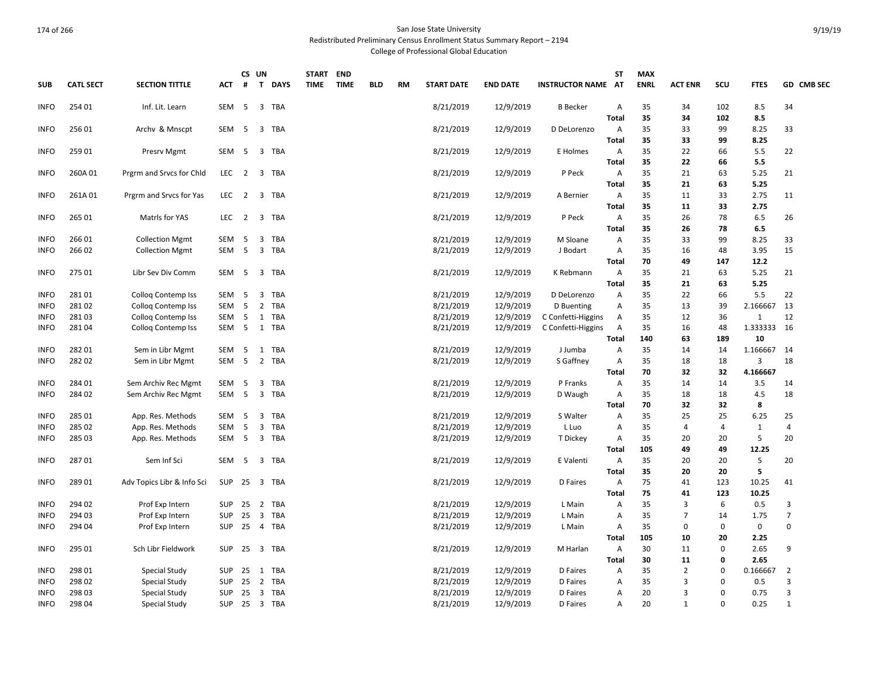San Jose State University
Redistributed Preliminary Census Enrollment Status Summary Report – 2194
College of Professional Global Education

| SUB | CATL SECT | SECTION TITTLE | ACT | CS # | UN T | DAYS | START TIME | END TIME | BLD | RM | START DATE | END DATE | INSTRUCTOR NAME | ST AT | MAX ENRL | ACT ENR | SCU | FTES | GD | CMB SEC |
|---|---|---|---|---|---|---|---|---|---|---|---|---|---|---|---|---|---|---|---|---|
| INFO | 254 01 | Inf. Lit. Learn | SEM | 5 | 3 | TBA | | | | | 8/21/2019 | 12/9/2019 | B Becker | A | 35 | 34 | 102 | 8.5 | 34 | |
| | | | | | | | | | | | | | | Total | 35 | 34 | 102 | 8.5 | | |
| INFO | 256 01 | Archv & Mnscpt | SEM | 5 | 3 | TBA | | | | | 8/21/2019 | 12/9/2019 | D DeLorenzo | A | 35 | 33 | 99 | 8.25 | 33 | |
| | | | | | | | | | | | | | | Total | 35 | 33 | 99 | 8.25 | | |
| INFO | 259 01 | Presrv Mgmt | SEM | 5 | 3 | TBA | | | | | 8/21/2019 | 12/9/2019 | E Holmes | A | 35 | 22 | 66 | 5.5 | 22 | |
| | | | | | | | | | | | | | | Total | 35 | 22 | 66 | 5.5 | | |
| INFO | 260A 01 | Prgrm and Srvcs for Chld | LEC | 2 | 3 | TBA | | | | | 8/21/2019 | 12/9/2019 | P Peck | A | 35 | 21 | 63 | 5.25 | 21 | |
| | | | | | | | | | | | | | | Total | 35 | 21 | 63 | 5.25 | | |
| INFO | 261A 01 | Prgrm and Srvcs for Yas | LEC | 2 | 3 | TBA | | | | | 8/21/2019 | 12/9/2019 | A Bernier | A | 35 | 11 | 33 | 2.75 | 11 | |
| | | | | | | | | | | | | | | Total | 35 | 11 | 33 | 2.75 | | |
| INFO | 265 01 | Matrls for YAS | LEC | 2 | 3 | TBA | | | | | 8/21/2019 | 12/9/2019 | P Peck | A | 35 | 26 | 78 | 6.5 | 26 | |
| | | | | | | | | | | | | | | Total | 35 | 26 | 78 | 6.5 | | |
| INFO | 266 01 | Collection Mgmt | SEM | 5 | 3 | TBA | | | | | 8/21/2019 | 12/9/2019 | M Sloane | A | 35 | 33 | 99 | 8.25 | 33 | |
| INFO | 266 02 | Collection Mgmt | SEM | 5 | 3 | TBA | | | | | 8/21/2019 | 12/9/2019 | J Bodart | A | 35 | 16 | 48 | 3.95 | 15 | |
| | | | | | | | | | | | | | | Total | 70 | 49 | 147 | 12.2 | | |
| INFO | 275 01 | Libr Sev Div Comm | SEM | 5 | 3 | TBA | | | | | 8/21/2019 | 12/9/2019 | K Rebmann | A | 35 | 21 | 63 | 5.25 | 21 | |
| | | | | | | | | | | | | | | Total | 35 | 21 | 63 | 5.25 | | |
| INFO | 281 01 | Colloq Contemp Iss | SEM | 5 | 3 | TBA | | | | | 8/21/2019 | 12/9/2019 | D DeLorenzo | A | 35 | 22 | 66 | 5.5 | 22 | |
| INFO | 281 02 | Colloq Contemp Iss | SEM | 5 | 2 | TBA | | | | | 8/21/2019 | 12/9/2019 | D Buenting | A | 35 | 13 | 39 | 2.166667 | 13 | |
| INFO | 281 03 | Colloq Contemp Iss | SEM | 5 | 1 | TBA | | | | | 8/21/2019 | 12/9/2019 | C Confetti-Higgins | A | 35 | 12 | 36 | 1 | 12 | |
| INFO | 281 04 | Colloq Contemp Iss | SEM | 5 | 1 | TBA | | | | | 8/21/2019 | 12/9/2019 | C Confetti-Higgins | A | 35 | 16 | 48 | 1.333333 | 16 | |
| | | | | | | | | | | | | | | Total | 140 | 63 | 189 | 10 | | |
| INFO | 282 01 | Sem in Libr Mgmt | SEM | 5 | 1 | TBA | | | | | 8/21/2019 | 12/9/2019 | J Jumba | A | 35 | 14 | 14 | 1.166667 | 14 | |
| INFO | 282 02 | Sem in Libr Mgmt | SEM | 5 | 2 | TBA | | | | | 8/21/2019 | 12/9/2019 | S Gaffney | A | 35 | 18 | 18 | 3 | 18 | |
| | | | | | | | | | | | | | | Total | 70 | 32 | 32 | 4.166667 | | |
| INFO | 284 01 | Sem Archiv Rec Mgmt | SEM | 5 | 3 | TBA | | | | | 8/21/2019 | 12/9/2019 | P Franks | A | 35 | 14 | 14 | 3.5 | 14 | |
| INFO | 284 02 | Sem Archiv Rec Mgmt | SEM | 5 | 3 | TBA | | | | | 8/21/2019 | 12/9/2019 | D Waugh | A | 35 | 18 | 18 | 4.5 | 18 | |
| | | | | | | | | | | | | | | Total | 70 | 32 | 32 | 8 | | |
| INFO | 285 01 | App. Res. Methods | SEM | 5 | 3 | TBA | | | | | 8/21/2019 | 12/9/2019 | S Walter | A | 35 | 25 | 25 | 6.25 | 25 | |
| INFO | 285 02 | App. Res. Methods | SEM | 5 | 3 | TBA | | | | | 8/21/2019 | 12/9/2019 | L Luo | A | 35 | 4 | 4 | 1 | 4 | |
| INFO | 285 03 | App. Res. Methods | SEM | 5 | 3 | TBA | | | | | 8/21/2019 | 12/9/2019 | T Dickey | A | 35 | 20 | 20 | 5 | 20 | |
| | | | | | | | | | | | | | | Total | 105 | 49 | 49 | 12.25 | | |
| INFO | 287 01 | Sem Inf Sci | SEM | 5 | 3 | TBA | | | | | 8/21/2019 | 12/9/2019 | E Valenti | A | 35 | 20 | 20 | 5 | 20 | |
| | | | | | | | | | | | | | | Total | 35 | 20 | 20 | 5 | | |
| INFO | 289 01 | Adv Topics Libr & Info Sci | SUP | 25 | 3 | TBA | | | | | 8/21/2019 | 12/9/2019 | D Faires | A | 75 | 41 | 123 | 10.25 | 41 | |
| | | | | | | | | | | | | | | Total | 75 | 41 | 123 | 10.25 | | |
| INFO | 294 02 | Prof Exp Intern | SUP | 25 | 2 | TBA | | | | | 8/21/2019 | 12/9/2019 | L Main | A | 35 | 3 | 6 | 0.5 | 3 | |
| INFO | 294 03 | Prof Exp Intern | SUP | 25 | 3 | TBA | | | | | 8/21/2019 | 12/9/2019 | L Main | A | 35 | 7 | 14 | 1.75 | 7 | |
| INFO | 294 04 | Prof Exp Intern | SUP | 25 | 4 | TBA | | | | | 8/21/2019 | 12/9/2019 | L Main | A | 35 | 0 | 0 | 0 | 0 | |
| | | | | | | | | | | | | | | Total | 105 | 10 | 20 | 2.25 | | |
| INFO | 295 01 | Sch Libr Fieldwork | SUP | 25 | 3 | TBA | | | | | 8/21/2019 | 12/9/2019 | M Harlan | A | 30 | 11 | 0 | 2.65 | 9 | |
| | | | | | | | | | | | | | | Total | 30 | 11 | 0 | 2.65 | | |
| INFO | 298 01 | Special Study | SUP | 25 | 1 | TBA | | | | | 8/21/2019 | 12/9/2019 | D Faires | A | 35 | 2 | 0 | 0.166667 | 2 | |
| INFO | 298 02 | Special Study | SUP | 25 | 2 | TBA | | | | | 8/21/2019 | 12/9/2019 | D Faires | A | 35 | 3 | 0 | 0.5 | 3 | |
| INFO | 298 03 | Special Study | SUP | 25 | 3 | TBA | | | | | 8/21/2019 | 12/9/2019 | D Faires | A | 20 | 3 | 0 | 0.75 | 3 | |
| INFO | 298 04 | Special Study | SUP | 25 | 3 | TBA | | | | | 8/21/2019 | 12/9/2019 | D Faires | A | 20 | 1 | 0 | 0.25 | 1 | |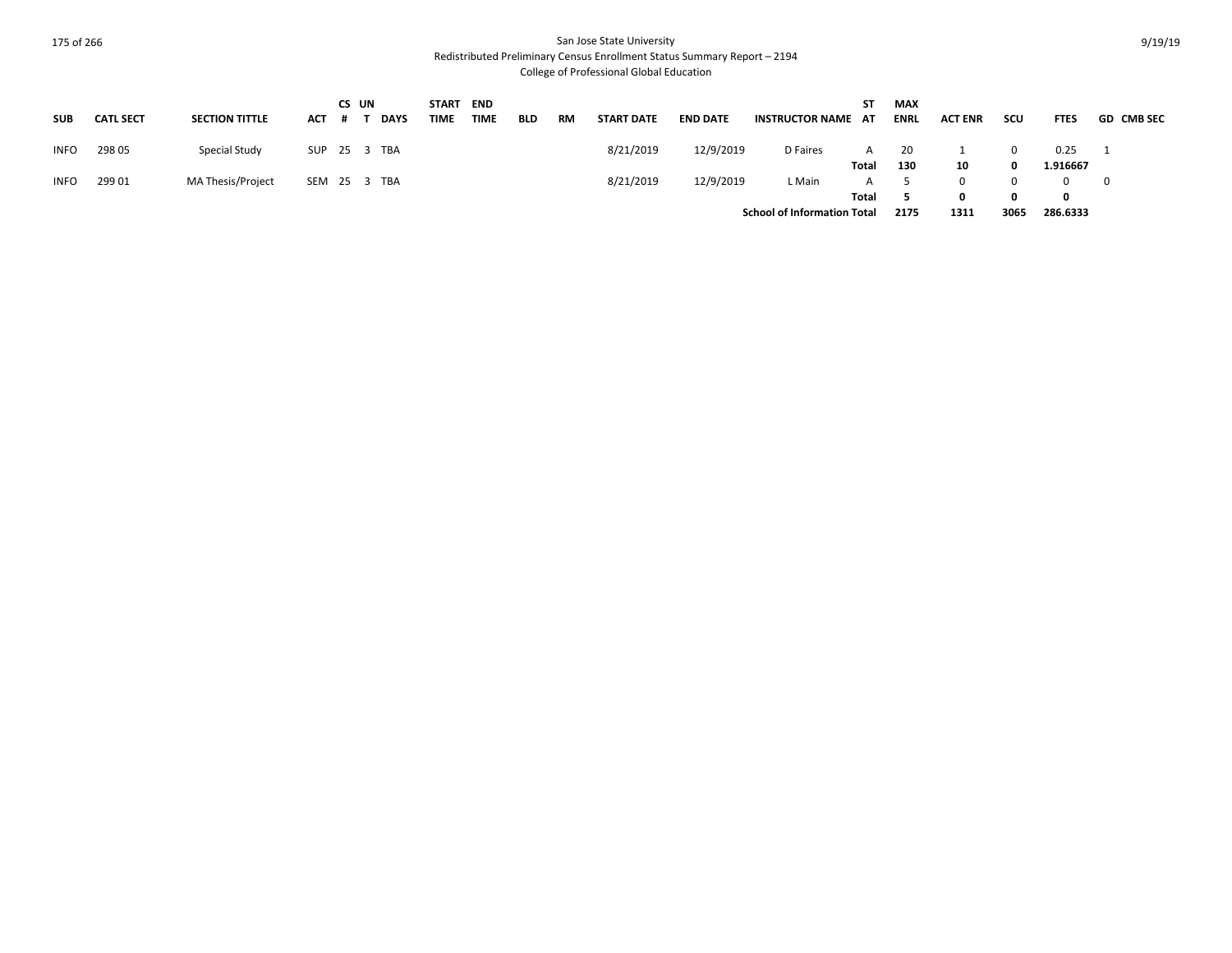San Jose State University
Redistributed Preliminary Census Enrollment Status Summary Report – 2194
College of Professional Global Education

| SUB | CATL SECT | SECTION TITTLE | ACT | CS # | UN T | DAYS | START TIME | END TIME | BLD | RM | START DATE | END DATE | INSTRUCTOR NAME | ST AT | MAX ENRL | ACT ENR | SCU | FTES | GD | CMB SEC |
|---|---|---|---|---|---|---|---|---|---|---|---|---|---|---|---|---|---|---|---|---|
| INFO | 298 05 | Special Study | SUP | 25 | 3 | TBA | | | | | 8/21/2019 | 12/9/2019 | D Faires | A | 20 | 1 | 0 | 0.25 | 1 | |
| | | | | | | | | | | | | | | **Total** | **130** | **10** | **0** | **1.916667** | | |
| INFO | 299 01 | MA Thesis/Project | SEM | 25 | 3 | TBA | | | | | 8/21/2019 | 12/9/2019 | L Main | A | 5 | 0 | 0 | 0 | 0 | |
| | | | | | | | | | | | | | | **Total** | **5** | **0** | **0** | **0** | | |
| | | | | | | | | | | | | | **School of Information Total** | | **2175** | **1311** | **3065** | **286.6333** | | |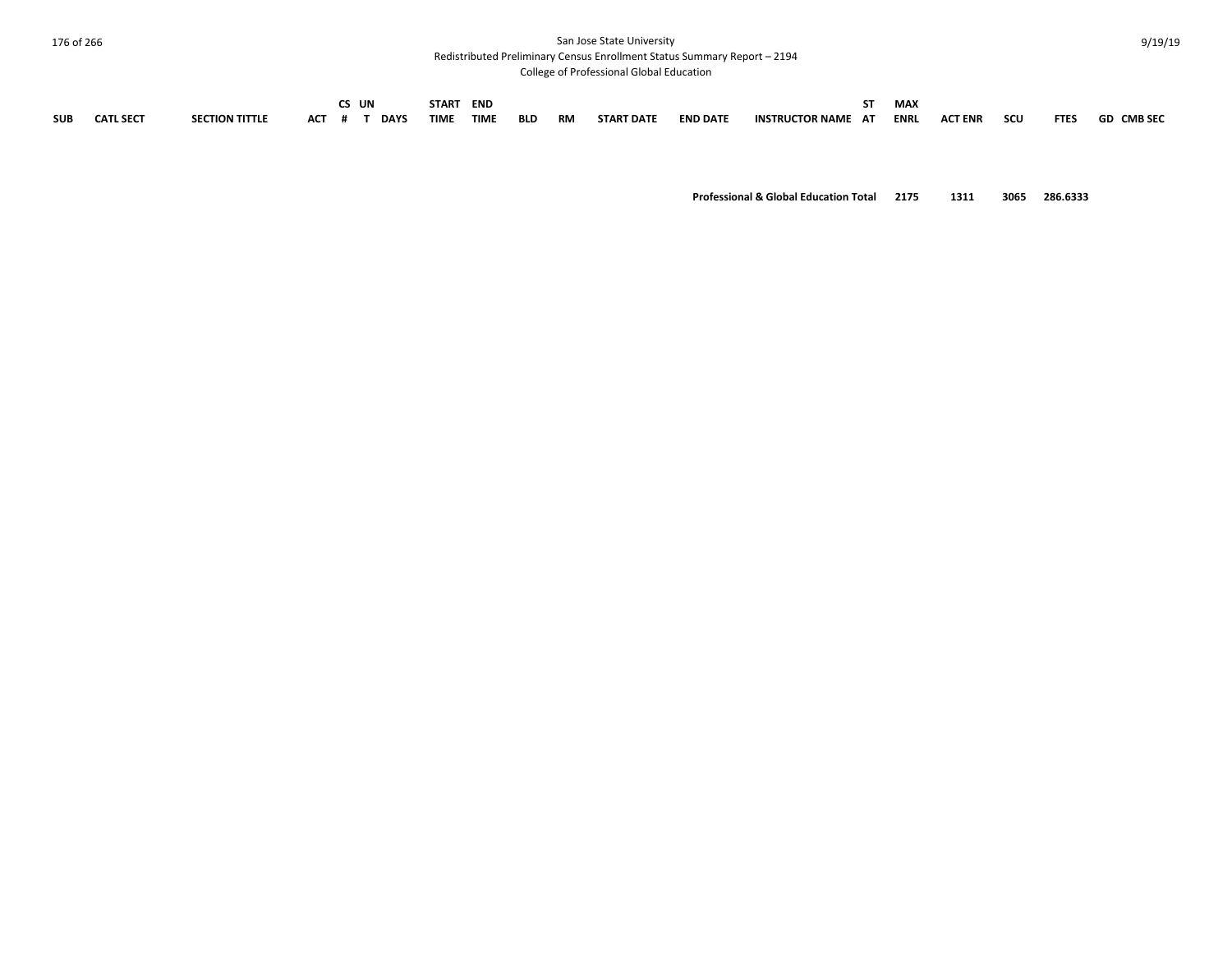| SUB | CATL SECT | SECTION TITTLE | ACT | CS # | UN T | DAYS | START TIME | END TIME | BLD | RM | START DATE | END DATE | INSTRUCTOR NAME | ST AT | MAX ENRL | ACT ENR | SCU | FTES | GD | CMB SEC |
|---|---|---|---|---|---|---|---|---|---|---|---|---|---|---|---|---|---|---|---|---|
| | | | | | | | | | | | | | **Professional & Global Education Total** | | **2175** | **1311** | **3065** | **286.6333** | | |